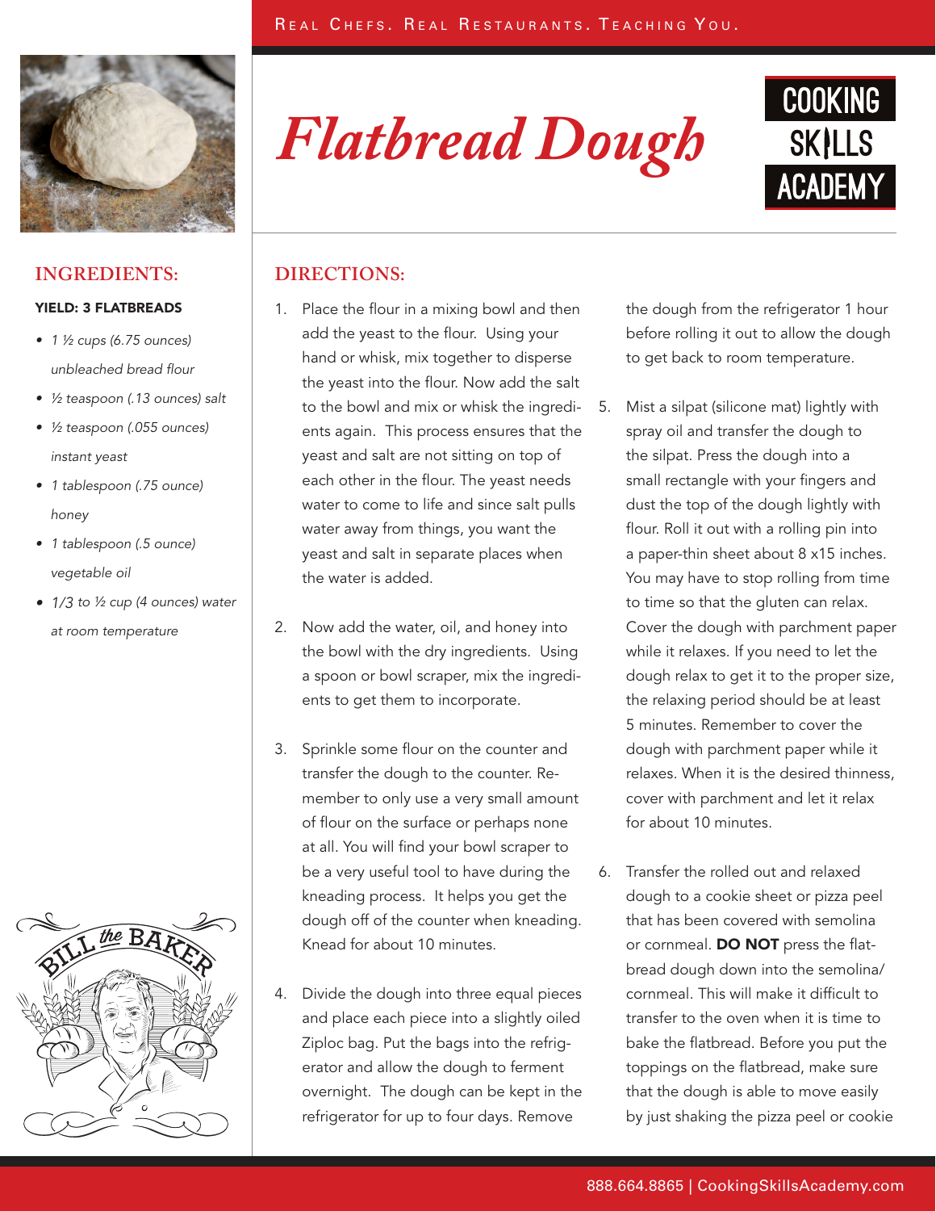# Flatbread Dough

COOKING SKILLS ACADEMY

## INGREDIENTS:

**YIELD: 3 FLATBREADS**

- *1 ½ cups (6.75 ounces) unbleached bread flour*
- *½ teaspoon (.13 ounces) salt*
- *½ teaspoon (.055 ounces) instant yeast*
- *1 tablespoon (.75 ounce) honey*
- *1 tablespoon (.5 ounce) vegetable oil*
- *1/3 to ½ cup (4 ounces) water at room temperature*

## DIRECTIONS:

1. Place the flour in a mixing bowl and then add the yeast to the flour. Using your hand or whisk, mix together to disperse the yeast into the flour. Now add the salt to the bowl and mix or whisk the ingredients again. This process ensures that the yeast and salt are not sitting on top of each other in the flour. The yeast needs water to come to life and since salt pulls water away from things, you want the yeast and salt in separate places when the water is added.

2. Now add the water, oil, and honey into the bowl with the dry ingredients. Using a spoon or bowl scraper, mix the ingredients to get them to incorporate.

3. Sprinkle some flour on the counter and transfer the dough to the counter. Remember to only use a very small amount of flour on the surface or perhaps none at all. You will find your bowl scraper to be a very useful tool to have during the kneading process. It helps you get the dough off of the counter when kneading. Knead for about 10 minutes.

4. Divide the dough into three equal pieces and place each piece into a slightly oiled Ziploc bag. Put the bags into the refrigerator and allow the dough to ferment overnight. The dough can be kept in the refrigerator for up to four days. Remove the dough from the refrigerator 1 hour before rolling it out to allow the dough to get back to room temperature.

5. Mist a silpat (silicone mat) lightly with spray oil and transfer the dough to the silpat. Press the dough into a small rectangle with your fingers and dust the top of the dough lightly with flour. Roll it out with a rolling pin into a paper-thin sheet about 8 x15 inches. You may have to stop rolling from time to time so that the gluten can relax. Cover the dough with parchment paper while it relaxes. If you need to let the dough relax to get it to the proper size, the relaxing period should be at least 5 minutes. Remember to cover the dough with parchment paper while it relaxes. When it is the desired thinness, cover with parchment and let it relax for about 10 minutes.

6. Transfer the rolled out and relaxed dough to a cookie sheet or pizza peel that has been covered with semolina or cornmeal. **DO NOT** press the flatbread dough down into the semolina/cornmeal. This will make it difficult to transfer to the oven when it is time to bake the flatbread. Before you put the toppings on the flatbread, make sure that the dough is able to move easily by just shaking the pizza peel or cookie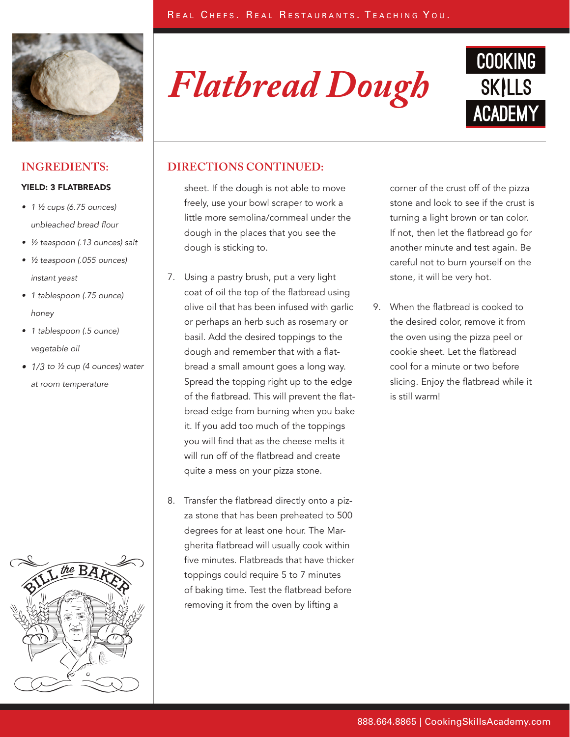# Flatbread Dough

## INGREDIENTS:

**YIELD: 3 FLATBREADS**

- *1 ½ cups (6.75 ounces) unbleached bread flour*
- *½ teaspoon (.13 ounces) salt*
- *½ teaspoon (.055 ounces) instant yeast*
- *1 tablespoon (.75 ounce) honey*
- *1 tablespoon (.5 ounce) vegetable oil*
- *1/3 to ½ cup (4 ounces) water at room temperature*

## DIRECTIONS CONTINUED:

sheet. If the dough is not able to move freely, use your bowl scraper to work a little more semolina/cornmeal under the dough in the places that you see the dough is sticking to.

7. Using a pastry brush, put a very light coat of oil the top of the flatbread using olive oil that has been infused with garlic or perhaps an herb such as rosemary or basil. Add the desired toppings to the dough and remember that with a flatbread a small amount goes a long way. Spread the topping right up to the edge of the flatbread. This will prevent the flatbread edge from burning when you bake it. If you add too much of the toppings you will find that as the cheese melts it will run off of the flatbread and create quite a mess on your pizza stone.

8. Transfer the flatbread directly onto a pizza stone that has been preheated to 500 degrees for at least one hour. The Margherita flatbread will usually cook within five minutes. Flatbreads that have thicker toppings could require 5 to 7 minutes of baking time. Test the flatbread before removing it from the oven by lifting a corner of the crust off of the pizza stone and look to see if the crust is turning a light brown or tan color. If not, then let the flatbread go for another minute and test again. Be careful not to burn yourself on the stone, it will be very hot.

9. When the flatbread is cooked to the desired color, remove it from the oven using the pizza peel or cookie sheet. Let the flatbread cool for a minute or two before slicing. Enjoy the flatbread while it is still warm!